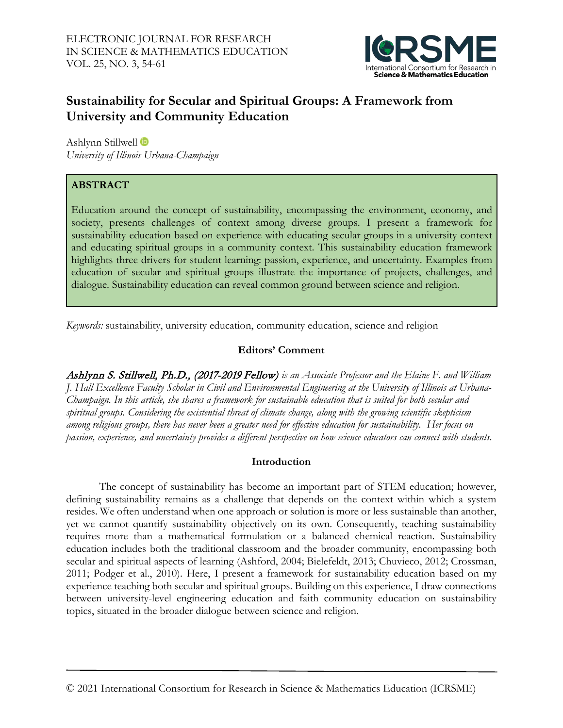# Sustainability for Secular and Spiritual Groups: A Framework from University and Community Education

Ashlynn Stillwell
*University of Illinois Urbana-Champaign*

## ABSTRACT

Education around the concept of sustainability, encompassing the environment, economy, and society, presents challenges of context among diverse groups. I present a framework for sustainability education based on experience with educating secular groups in a university context and educating spiritual groups in a community context. This sustainability education framework highlights three drivers for student learning: passion, experience, and uncertainty. Examples from education of secular and spiritual groups illustrate the importance of projects, challenges, and dialogue. Sustainability education can reveal common ground between science and religion.

*Keywords:* sustainability, university education, community education, science and religion

### Editors' Comment

*Ashlynn S. Stillwell, Ph.D., (2017-2019 Fellow) is an Associate Professor and the Elaine F. and William J. Hall Excellence Faculty Scholar in Civil and Environmental Engineering at the University of Illinois at Urbana-Champaign. In this article, she shares a framework for sustainable education that is suited for both secular and spiritual groups. Considering the existential threat of climate change, along with the growing scientific skepticism among religious groups, there has never been a greater need for effective education for sustainability. Her focus on passion, experience, and uncertainty provides a different perspective on how science educators can connect with students.*

### Introduction

The concept of sustainability has become an important part of STEM education; however, defining sustainability remains as a challenge that depends on the context within which a system resides. We often understand when one approach or solution is more or less sustainable than another, yet we cannot quantify sustainability objectively on its own. Consequently, teaching sustainability requires more than a mathematical formulation or a balanced chemical reaction. Sustainability education includes both the traditional classroom and the broader community, encompassing both secular and spiritual aspects of learning (Ashford, 2004; Bielefeldt, 2013; Chuvieco, 2012; Crossman, 2011; Podger et al., 2010). Here, I present a framework for sustainability education based on my experience teaching both secular and spiritual groups. Building on this experience, I draw connections between university-level engineering education and faith community education on sustainability topics, situated in the broader dialogue between science and religion.

© 2021 International Consortium for Research in Science & Mathematics Education (ICRSME)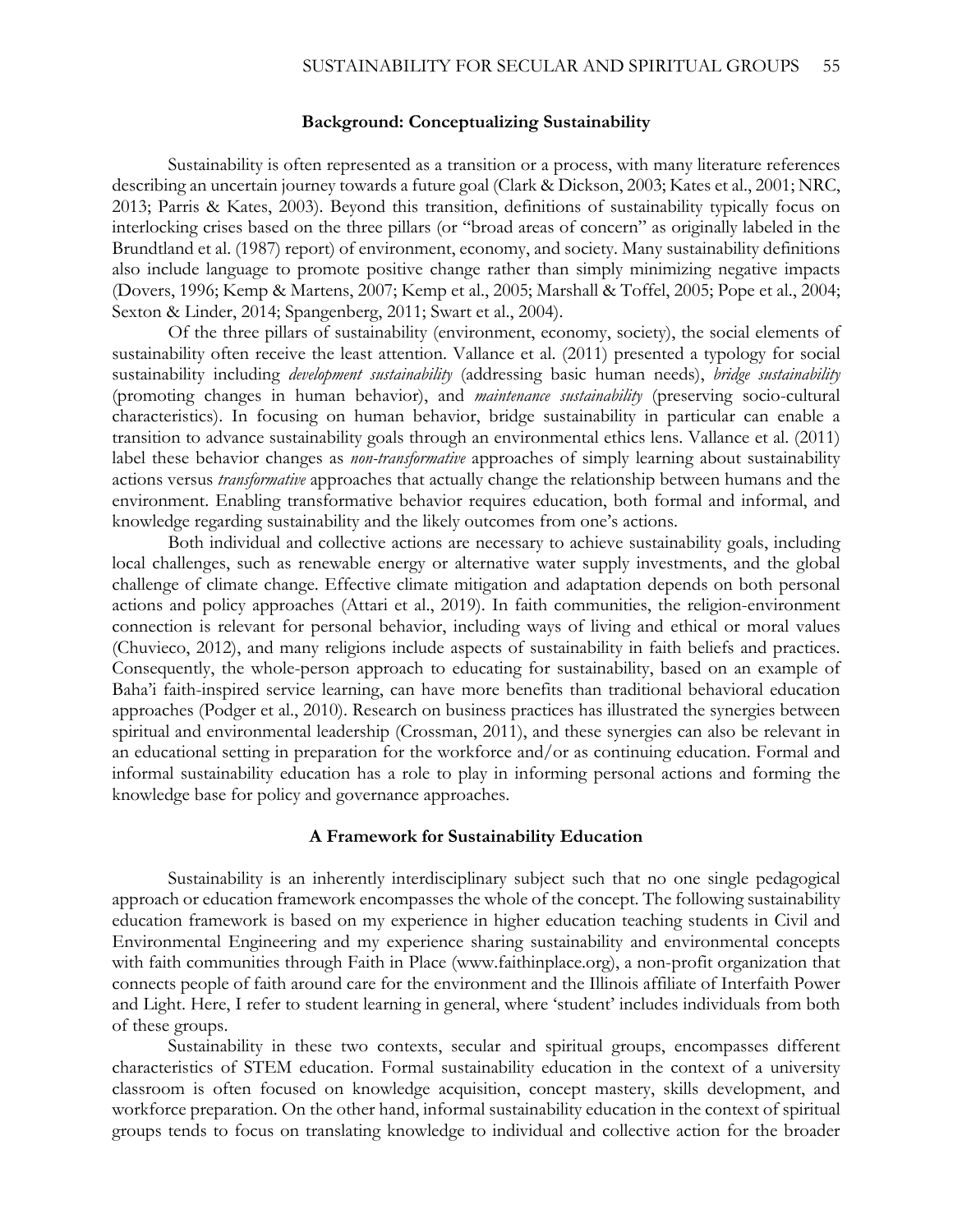## Background: Conceptualizing Sustainability

Sustainability is often represented as a transition or a process, with many literature references describing an uncertain journey towards a future goal (Clark & Dickson, 2003; Kates et al., 2001; NRC, 2013; Parris & Kates, 2003). Beyond this transition, definitions of sustainability typically focus on interlocking crises based on the three pillars (or "broad areas of concern" as originally labeled in the Brundtland et al. (1987) report) of environment, economy, and society. Many sustainability definitions also include language to promote positive change rather than simply minimizing negative impacts (Dovers, 1996; Kemp & Martens, 2007; Kemp et al., 2005; Marshall & Toffel, 2005; Pope et al., 2004; Sexton & Linder, 2014; Spangenberg, 2011; Swart et al., 2004).

Of the three pillars of sustainability (environment, economy, society), the social elements of sustainability often receive the least attention. Vallance et al. (2011) presented a typology for social sustainability including *development sustainability* (addressing basic human needs), *bridge sustainability* (promoting changes in human behavior), and *maintenance sustainability* (preserving socio-cultural characteristics). In focusing on human behavior, bridge sustainability in particular can enable a transition to advance sustainability goals through an environmental ethics lens. Vallance et al. (2011) label these behavior changes as *non-transformative* approaches of simply learning about sustainability actions versus *transformative* approaches that actually change the relationship between humans and the environment. Enabling transformative behavior requires education, both formal and informal, and knowledge regarding sustainability and the likely outcomes from one's actions.

Both individual and collective actions are necessary to achieve sustainability goals, including local challenges, such as renewable energy or alternative water supply investments, and the global challenge of climate change. Effective climate mitigation and adaptation depends on both personal actions and policy approaches (Attari et al., 2019). In faith communities, the religion-environment connection is relevant for personal behavior, including ways of living and ethical or moral values (Chuvieco, 2012), and many religions include aspects of sustainability in faith beliefs and practices. Consequently, the whole-person approach to educating for sustainability, based on an example of Baha'i faith-inspired service learning, can have more benefits than traditional behavioral education approaches (Podger et al., 2010). Research on business practices has illustrated the synergies between spiritual and environmental leadership (Crossman, 2011), and these synergies can also be relevant in an educational setting in preparation for the workforce and/or as continuing education. Formal and informal sustainability education has a role to play in informing personal actions and forming the knowledge base for policy and governance approaches.

## A Framework for Sustainability Education

Sustainability is an inherently interdisciplinary subject such that no one single pedagogical approach or education framework encompasses the whole of the concept. The following sustainability education framework is based on my experience in higher education teaching students in Civil and Environmental Engineering and my experience sharing sustainability and environmental concepts with faith communities through Faith in Place (www.faithinplace.org), a non-profit organization that connects people of faith around care for the environment and the Illinois affiliate of Interfaith Power and Light. Here, I refer to student learning in general, where 'student' includes individuals from both of these groups.

Sustainability in these two contexts, secular and spiritual groups, encompasses different characteristics of STEM education. Formal sustainability education in the context of a university classroom is often focused on knowledge acquisition, concept mastery, skills development, and workforce preparation. On the other hand, informal sustainability education in the context of spiritual groups tends to focus on translating knowledge to individual and collective action for the broader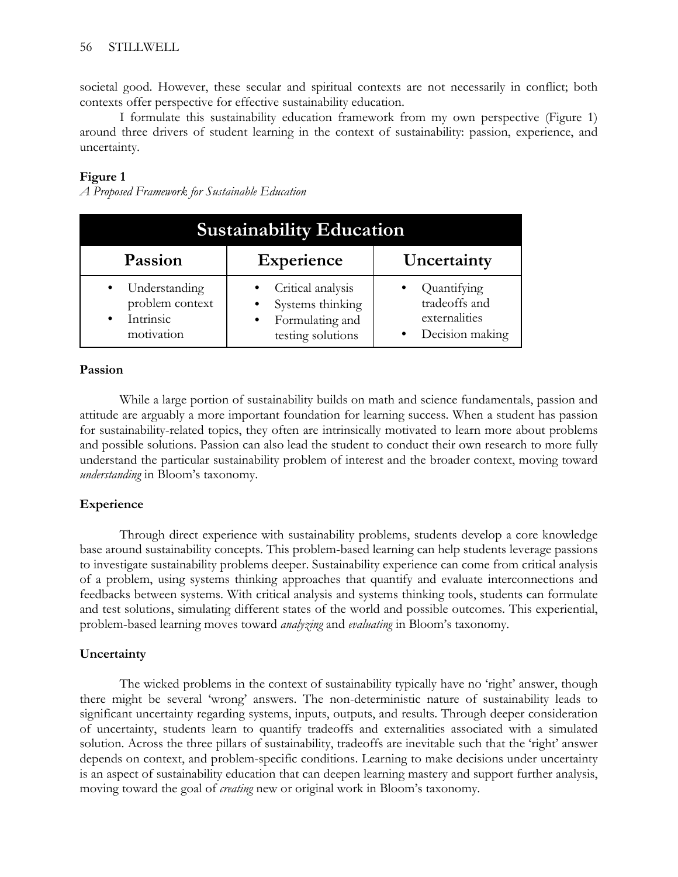societal good. However, these secular and spiritual contexts are not necessarily in conflict; both contexts offer perspective for effective sustainability education.

I formulate this sustainability education framework from my own perspective (Figure 1) around three drivers of student learning in the context of sustainability: passion, experience, and uncertainty.

**Figure 1**

*A Proposed Framework for Sustainable Education*

| Sustainability Education | | |
|---|---|---|
| **Passion** | **Experience** | **Uncertainty** |
| • Understanding problem context<br>• Intrinsic motivation | • Critical analysis<br>• Systems thinking<br>• Formulating and testing solutions | • Quantifying tradeoffs and externalities<br>• Decision making |

### Passion

While a large portion of sustainability builds on math and science fundamentals, passion and attitude are arguably a more important foundation for learning success. When a student has passion for sustainability-related topics, they often are intrinsically motivated to learn more about problems and possible solutions. Passion can also lead the student to conduct their own research to more fully understand the particular sustainability problem of interest and the broader context, moving toward *understanding* in Bloom's taxonomy.

### Experience

Through direct experience with sustainability problems, students develop a core knowledge base around sustainability concepts. This problem-based learning can help students leverage passions to investigate sustainability problems deeper. Sustainability experience can come from critical analysis of a problem, using systems thinking approaches that quantify and evaluate interconnections and feedbacks between systems. With critical analysis and systems thinking tools, students can formulate and test solutions, simulating different states of the world and possible outcomes. This experiential, problem-based learning moves toward *analyzing* and *evaluating* in Bloom's taxonomy.

### Uncertainty

The wicked problems in the context of sustainability typically have no 'right' answer, though there might be several 'wrong' answers. The non-deterministic nature of sustainability leads to significant uncertainty regarding systems, inputs, outputs, and results. Through deeper consideration of uncertainty, students learn to quantify tradeoffs and externalities associated with a simulated solution. Across the three pillars of sustainability, tradeoffs are inevitable such that the 'right' answer depends on context, and problem-specific conditions. Learning to make decisions under uncertainty is an aspect of sustainability education that can deepen learning mastery and support further analysis, moving toward the goal of *creating* new or original work in Bloom's taxonomy.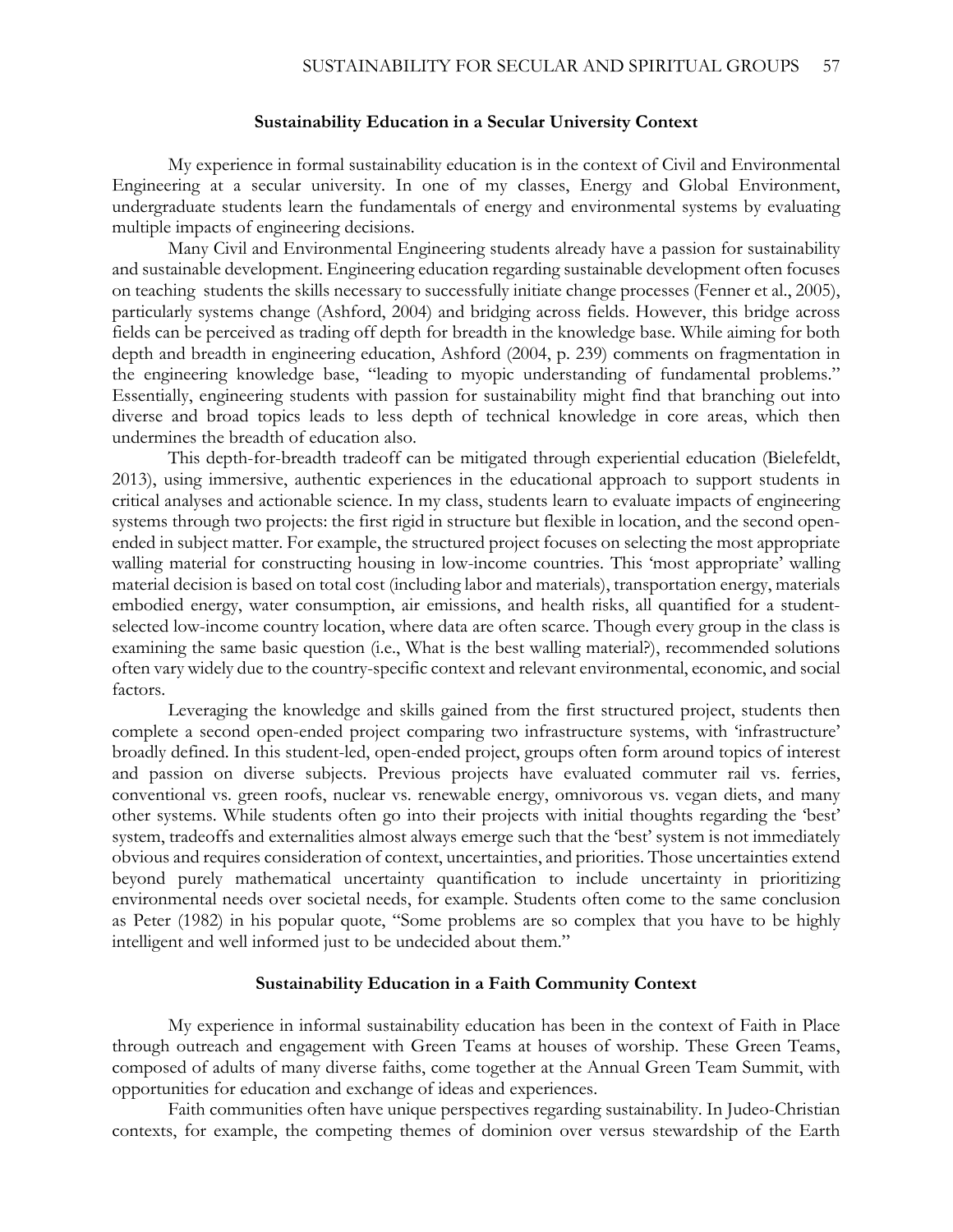## Sustainability Education in a Secular University Context

My experience in formal sustainability education is in the context of Civil and Environmental Engineering at a secular university. In one of my classes, Energy and Global Environment, undergraduate students learn the fundamentals of energy and environmental systems by evaluating multiple impacts of engineering decisions.

Many Civil and Environmental Engineering students already have a passion for sustainability and sustainable development. Engineering education regarding sustainable development often focuses on teaching students the skills necessary to successfully initiate change processes (Fenner et al., 2005), particularly systems change (Ashford, 2004) and bridging across fields. However, this bridge across fields can be perceived as trading off depth for breadth in the knowledge base. While aiming for both depth and breadth in engineering education, Ashford (2004, p. 239) comments on fragmentation in the engineering knowledge base, "leading to myopic understanding of fundamental problems." Essentially, engineering students with passion for sustainability might find that branching out into diverse and broad topics leads to less depth of technical knowledge in core areas, which then undermines the breadth of education also.

This depth-for-breadth tradeoff can be mitigated through experiential education (Bielefeldt, 2013), using immersive, authentic experiences in the educational approach to support students in critical analyses and actionable science. In my class, students learn to evaluate impacts of engineering systems through two projects: the first rigid in structure but flexible in location, and the second open-ended in subject matter. For example, the structured project focuses on selecting the most appropriate walling material for constructing housing in low-income countries. This 'most appropriate' walling material decision is based on total cost (including labor and materials), transportation energy, materials embodied energy, water consumption, air emissions, and health risks, all quantified for a student-selected low-income country location, where data are often scarce. Though every group in the class is examining the same basic question (i.e., What is the best walling material?), recommended solutions often vary widely due to the country-specific context and relevant environmental, economic, and social factors.

Leveraging the knowledge and skills gained from the first structured project, students then complete a second open-ended project comparing two infrastructure systems, with 'infrastructure' broadly defined. In this student-led, open-ended project, groups often form around topics of interest and passion on diverse subjects. Previous projects have evaluated commuter rail vs. ferries, conventional vs. green roofs, nuclear vs. renewable energy, omnivorous vs. vegan diets, and many other systems. While students often go into their projects with initial thoughts regarding the 'best' system, tradeoffs and externalities almost always emerge such that the 'best' system is not immediately obvious and requires consideration of context, uncertainties, and priorities. Those uncertainties extend beyond purely mathematical uncertainty quantification to include uncertainty in prioritizing environmental needs over societal needs, for example. Students often come to the same conclusion as Peter (1982) in his popular quote, "Some problems are so complex that you have to be highly intelligent and well informed just to be undecided about them."

## Sustainability Education in a Faith Community Context

My experience in informal sustainability education has been in the context of Faith in Place through outreach and engagement with Green Teams at houses of worship. These Green Teams, composed of adults of many diverse faiths, come together at the Annual Green Team Summit, with opportunities for education and exchange of ideas and experiences.

Faith communities often have unique perspectives regarding sustainability. In Judeo-Christian contexts, for example, the competing themes of dominion over versus stewardship of the Earth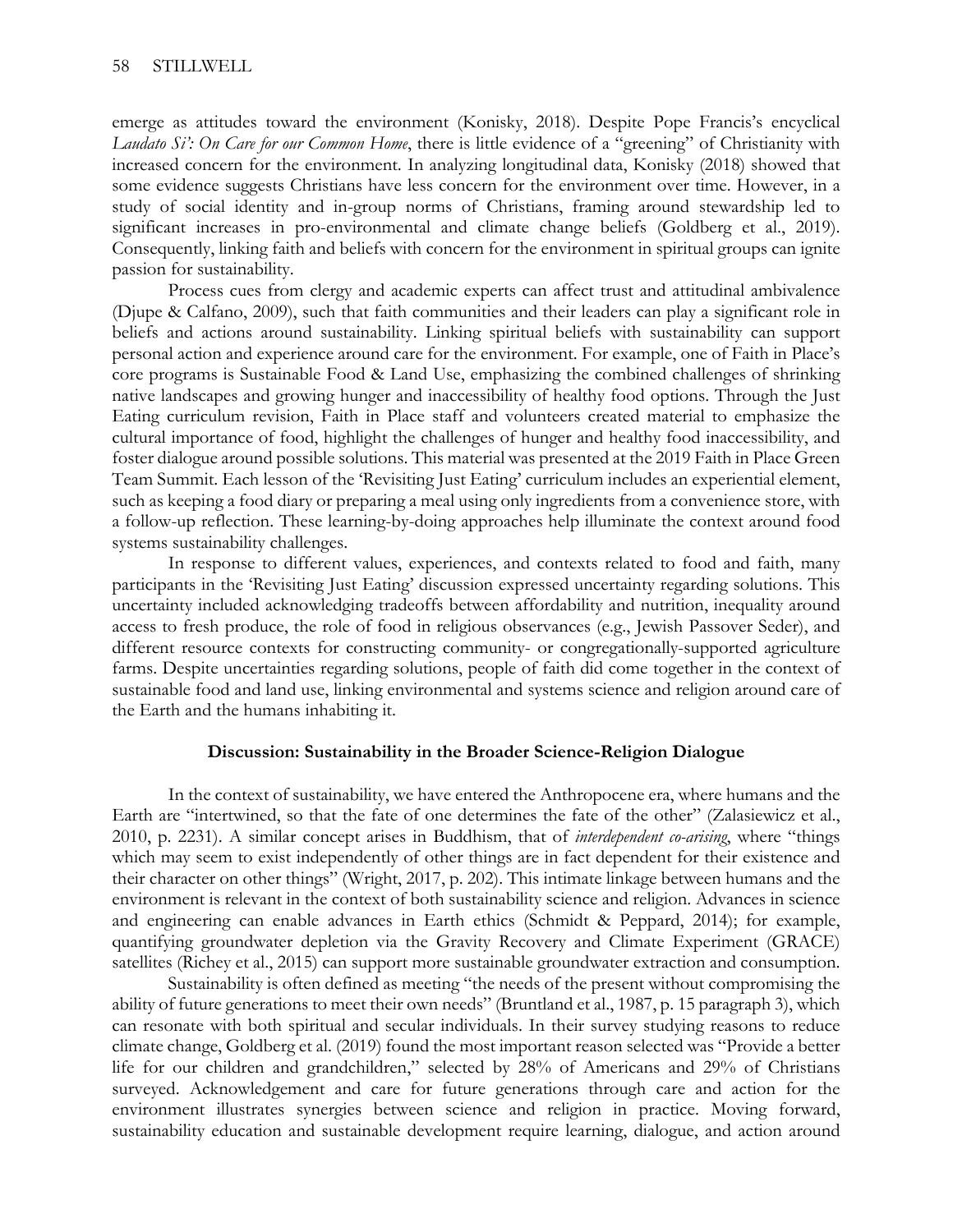emerge as attitudes toward the environment (Konisky, 2018). Despite Pope Francis's encyclical *Laudato Si': On Care for our Common Home*, there is little evidence of a "greening" of Christianity with increased concern for the environment. In analyzing longitudinal data, Konisky (2018) showed that some evidence suggests Christians have less concern for the environment over time. However, in a study of social identity and in-group norms of Christians, framing around stewardship led to significant increases in pro-environmental and climate change beliefs (Goldberg et al., 2019). Consequently, linking faith and beliefs with concern for the environment in spiritual groups can ignite passion for sustainability.

Process cues from clergy and academic experts can affect trust and attitudinal ambivalence (Djupe & Calfano, 2009), such that faith communities and their leaders can play a significant role in beliefs and actions around sustainability. Linking spiritual beliefs with sustainability can support personal action and experience around care for the environment. For example, one of Faith in Place's core programs is Sustainable Food & Land Use, emphasizing the combined challenges of shrinking native landscapes and growing hunger and inaccessibility of healthy food options. Through the Just Eating curriculum revision, Faith in Place staff and volunteers created material to emphasize the cultural importance of food, highlight the challenges of hunger and healthy food inaccessibility, and foster dialogue around possible solutions. This material was presented at the 2019 Faith in Place Green Team Summit. Each lesson of the 'Revisiting Just Eating' curriculum includes an experiential element, such as keeping a food diary or preparing a meal using only ingredients from a convenience store, with a follow-up reflection. These learning-by-doing approaches help illuminate the context around food systems sustainability challenges.

In response to different values, experiences, and contexts related to food and faith, many participants in the 'Revisiting Just Eating' discussion expressed uncertainty regarding solutions. This uncertainty included acknowledging tradeoffs between affordability and nutrition, inequality around access to fresh produce, the role of food in religious observances (e.g., Jewish Passover Seder), and different resource contexts for constructing community- or congregationally-supported agriculture farms. Despite uncertainties regarding solutions, people of faith did come together in the context of sustainable food and land use, linking environmental and systems science and religion around care of the Earth and the humans inhabiting it.

## Discussion: Sustainability in the Broader Science-Religion Dialogue

In the context of sustainability, we have entered the Anthropocene era, where humans and the Earth are "intertwined, so that the fate of one determines the fate of the other" (Zalasiewicz et al., 2010, p. 2231). A similar concept arises in Buddhism, that of *interdependent co-arising*, where "things which may seem to exist independently of other things are in fact dependent for their existence and their character on other things" (Wright, 2017, p. 202). This intimate linkage between humans and the environment is relevant in the context of both sustainability science and religion. Advances in science and engineering can enable advances in Earth ethics (Schmidt & Peppard, 2014); for example, quantifying groundwater depletion via the Gravity Recovery and Climate Experiment (GRACE) satellites (Richey et al., 2015) can support more sustainable groundwater extraction and consumption.

Sustainability is often defined as meeting "the needs of the present without compromising the ability of future generations to meet their own needs" (Bruntland et al., 1987, p. 15 paragraph 3), which can resonate with both spiritual and secular individuals. In their survey studying reasons to reduce climate change, Goldberg et al. (2019) found the most important reason selected was "Provide a better life for our children and grandchildren," selected by 28% of Americans and 29% of Christians surveyed. Acknowledgement and care for future generations through care and action for the environment illustrates synergies between science and religion in practice. Moving forward, sustainability education and sustainable development require learning, dialogue, and action around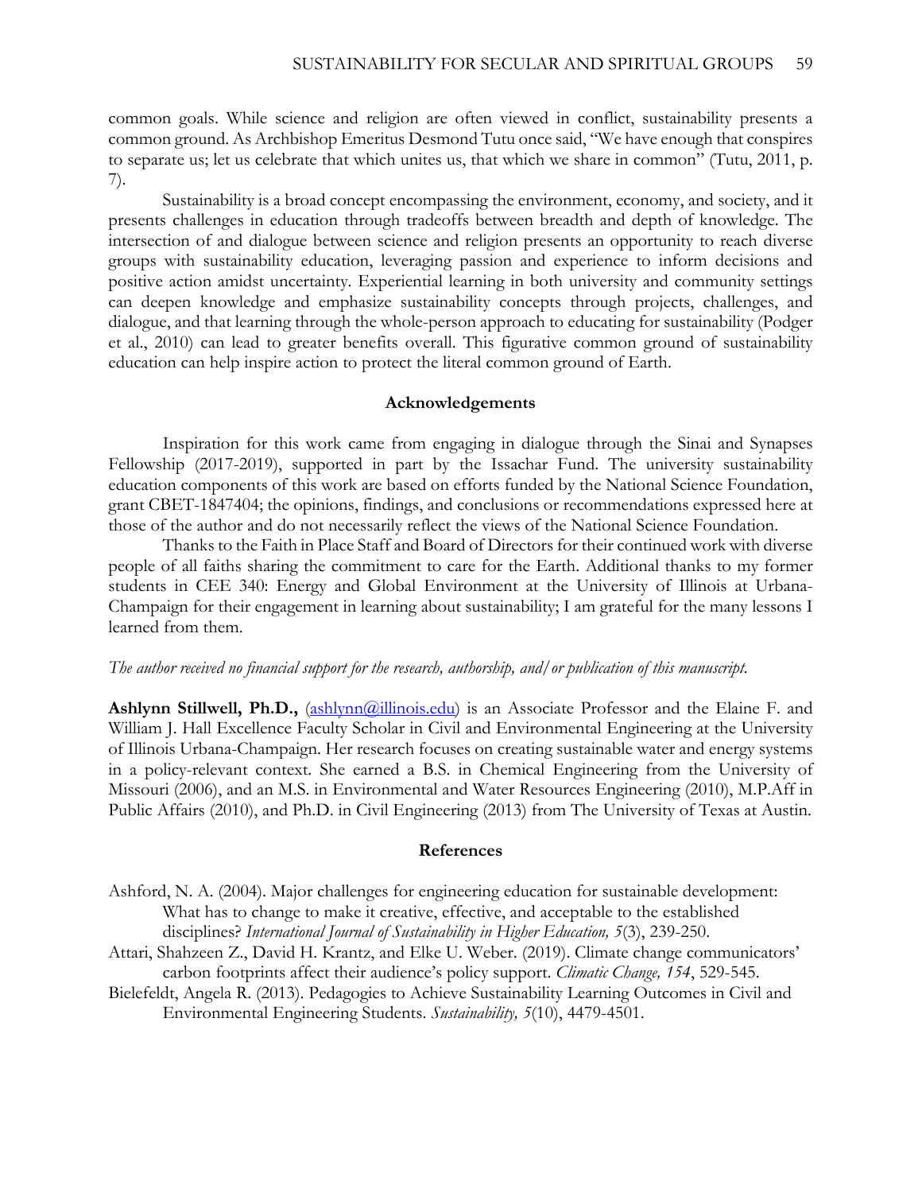common goals. While science and religion are often viewed in conflict, sustainability presents a common ground. As Archbishop Emeritus Desmond Tutu once said, "We have enough that conspires to separate us; let us celebrate that which unites us, that which we share in common" (Tutu, 2011, p. 7).

Sustainability is a broad concept encompassing the environment, economy, and society, and it presents challenges in education through tradeoffs between breadth and depth of knowledge. The intersection of and dialogue between science and religion presents an opportunity to reach diverse groups with sustainability education, leveraging passion and experience to inform decisions and positive action amidst uncertainty. Experiential learning in both university and community settings can deepen knowledge and emphasize sustainability concepts through projects, challenges, and dialogue, and that learning through the whole-person approach to educating for sustainability (Podger et al., 2010) can lead to greater benefits overall. This figurative common ground of sustainability education can help inspire action to protect the literal common ground of Earth.

## Acknowledgements

Inspiration for this work came from engaging in dialogue through the Sinai and Synapses Fellowship (2017-2019), supported in part by the Issachar Fund. The university sustainability education components of this work are based on efforts funded by the National Science Foundation, grant CBET-1847404; the opinions, findings, and conclusions or recommendations expressed here at those of the author and do not necessarily reflect the views of the National Science Foundation.

Thanks to the Faith in Place Staff and Board of Directors for their continued work with diverse people of all faiths sharing the commitment to care for the Earth. Additional thanks to my former students in CEE 340: Energy and Global Environment at the University of Illinois at Urbana-Champaign for their engagement in learning about sustainability; I am grateful for the many lessons I learned from them.

*The author received no financial support for the research, authorship, and/or publication of this manuscript.*

**Ashlynn Stillwell, Ph.D.,** (ashlynn@illinois.edu) is an Associate Professor and the Elaine F. and William J. Hall Excellence Faculty Scholar in Civil and Environmental Engineering at the University of Illinois Urbana-Champaign. Her research focuses on creating sustainable water and energy systems in a policy-relevant context. She earned a B.S. in Chemical Engineering from the University of Missouri (2006), and an M.S. in Environmental and Water Resources Engineering (2010), M.P.Aff in Public Affairs (2010), and Ph.D. in Civil Engineering (2013) from The University of Texas at Austin.

## References

Ashford, N. A. (2004). Major challenges for engineering education for sustainable development: What has to change to make it creative, effective, and acceptable to the established disciplines? *International Journal of Sustainability in Higher Education, 5*(3), 239-250.

Attari, Shahzeen Z., David H. Krantz, and Elke U. Weber. (2019). Climate change communicators' carbon footprints affect their audience's policy support. *Climatic Change, 154*, 529-545.

Bielefeldt, Angela R. (2013). Pedagogies to Achieve Sustainability Learning Outcomes in Civil and Environmental Engineering Students. *Sustainability, 5*(10), 4479-4501.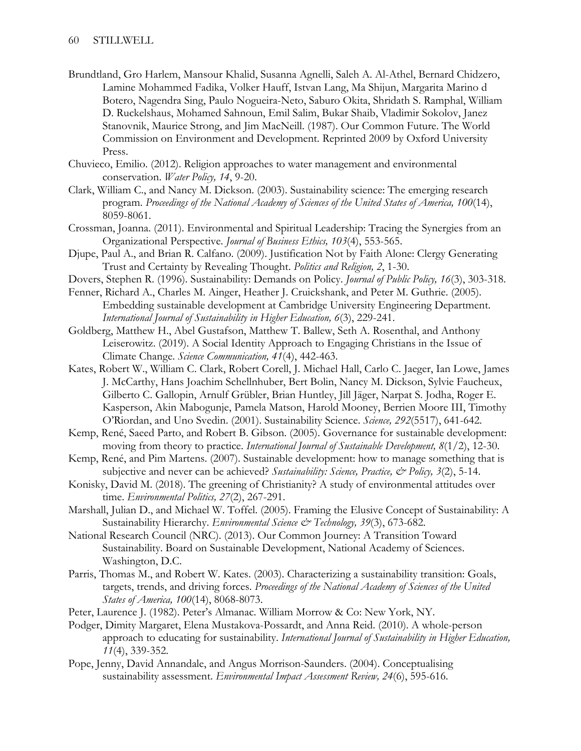Brundtland, Gro Harlem, Mansour Khalid, Susanna Agnelli, Saleh A. Al-Athel, Bernard Chidzero, Lamine Mohammed Fadika, Volker Hauff, Istvan Lang, Ma Shijun, Margarita Marino d Botero, Nagendra Sing, Paulo Nogueira-Neto, Saburo Okita, Shridath S. Ramphal, William D. Ruckelshaus, Mohamed Sahnoun, Emil Salim, Bukar Shaib, Vladimir Sokolov, Janez Stanovnik, Maurice Strong, and Jim MacNeill. (1987). Our Common Future. The World Commission on Environment and Development. Reprinted 2009 by Oxford University Press.

Chuvieco, Emilio. (2012). Religion approaches to water management and environmental conservation. *Water Policy, 14*, 9-20.

Clark, William C., and Nancy M. Dickson. (2003). Sustainability science: The emerging research program. *Proceedings of the National Academy of Sciences of the United States of America, 100*(14), 8059-8061.

Crossman, Joanna. (2011). Environmental and Spiritual Leadership: Tracing the Synergies from an Organizational Perspective. *Journal of Business Ethics, 103*(4), 553-565.

Djupe, Paul A., and Brian R. Calfano. (2009). Justification Not by Faith Alone: Clergy Generating Trust and Certainty by Revealing Thought. *Politics and Religion, 2*, 1-30.

Dovers, Stephen R. (1996). Sustainability: Demands on Policy. *Journal of Public Policy, 16*(3), 303-318.

Fenner, Richard A., Charles M. Ainger, Heather J. Cruickshank, and Peter M. Guthrie. (2005). Embedding sustainable development at Cambridge University Engineering Department. *International Journal of Sustainability in Higher Education, 6*(3), 229-241.

Goldberg, Matthew H., Abel Gustafson, Matthew T. Ballew, Seth A. Rosenthal, and Anthony Leiserowitz. (2019). A Social Identity Approach to Engaging Christians in the Issue of Climate Change. *Science Communication, 41*(4), 442-463.

Kates, Robert W., William C. Clark, Robert Corell, J. Michael Hall, Carlo C. Jaeger, Ian Lowe, James J. McCarthy, Hans Joachim Schellnhuber, Bert Bolin, Nancy M. Dickson, Sylvie Faucheux, Gilberto C. Gallopin, Arnulf Grübler, Brian Huntley, Jill Jäger, Narpat S. Jodha, Roger E. Kasperson, Akin Mabogunje, Pamela Matson, Harold Mooney, Berrien Moore III, Timothy O'Riordan, and Uno Svedin. (2001). Sustainability Science. *Science, 292*(5517), 641-642.

Kemp, René, Saeed Parto, and Robert B. Gibson. (2005). Governance for sustainable development: moving from theory to practice. *International Journal of Sustainable Development, 8*(1/2), 12-30.

Kemp, René, and Pim Martens. (2007). Sustainable development: how to manage something that is subjective and never can be achieved? *Sustainability: Science, Practice, & Policy, 3*(2), 5-14.

Konisky, David M. (2018). The greening of Christianity? A study of environmental attitudes over time. *Environmental Politics, 27*(2), 267-291.

Marshall, Julian D., and Michael W. Toffel. (2005). Framing the Elusive Concept of Sustainability: A Sustainability Hierarchy. *Environmental Science & Technology, 39*(3), 673-682.

National Research Council (NRC). (2013). Our Common Journey: A Transition Toward Sustainability. Board on Sustainable Development, National Academy of Sciences. Washington, D.C.

Parris, Thomas M., and Robert W. Kates. (2003). Characterizing a sustainability transition: Goals, targets, trends, and driving forces. *Proceedings of the National Academy of Sciences of the United States of America, 100*(14), 8068-8073.

Peter, Laurence J. (1982). Peter's Almanac. William Morrow & Co: New York, NY.

Podger, Dimity Margaret, Elena Mustakova-Possardt, and Anna Reid. (2010). A whole-person approach to educating for sustainability. *International Journal of Sustainability in Higher Education, 11*(4), 339-352.

Pope, Jenny, David Annandale, and Angus Morrison-Saunders. (2004). Conceptualising sustainability assessment. *Environmental Impact Assessment Review, 24*(6), 595-616.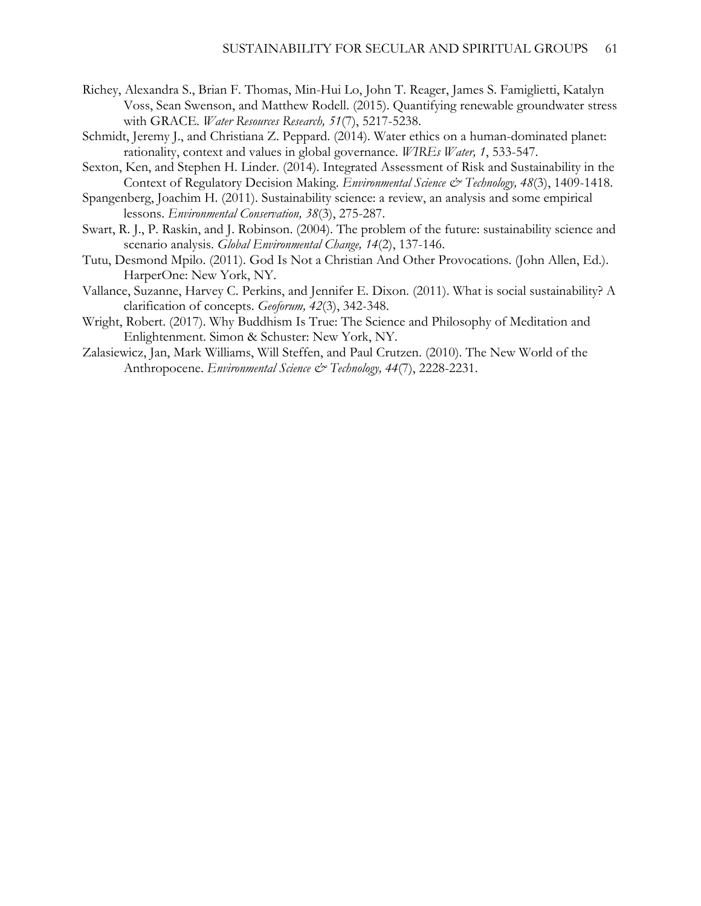Richey, Alexandra S., Brian F. Thomas, Min-Hui Lo, John T. Reager, James S. Famiglietti, Katalyn Voss, Sean Swenson, and Matthew Rodell. (2015). Quantifying renewable groundwater stress with GRACE. *Water Resources Research, 51*(7), 5217-5238.

Schmidt, Jeremy J., and Christiana Z. Peppard. (2014). Water ethics on a human-dominated planet: rationality, context and values in global governance. *WIREs Water, 1*, 533-547.

Sexton, Ken, and Stephen H. Linder. (2014). Integrated Assessment of Risk and Sustainability in the Context of Regulatory Decision Making. *Environmental Science & Technology, 48*(3), 1409-1418.

Spangenberg, Joachim H. (2011). Sustainability science: a review, an analysis and some empirical lessons. *Environmental Conservation, 38*(3), 275-287.

Swart, R. J., P. Raskin, and J. Robinson. (2004). The problem of the future: sustainability science and scenario analysis. *Global Environmental Change, 14*(2), 137-146.

Tutu, Desmond Mpilo. (2011). God Is Not a Christian And Other Provocations. (John Allen, Ed.). HarperOne: New York, NY.

Vallance, Suzanne, Harvey C. Perkins, and Jennifer E. Dixon. (2011). What is social sustainability? A clarification of concepts. *Geoforum, 42*(3), 342-348.

Wright, Robert. (2017). Why Buddhism Is True: The Science and Philosophy of Meditation and Enlightenment. Simon & Schuster: New York, NY.

Zalasiewicz, Jan, Mark Williams, Will Steffen, and Paul Crutzen. (2010). The New World of the Anthropocene. *Environmental Science & Technology, 44*(7), 2228-2231.